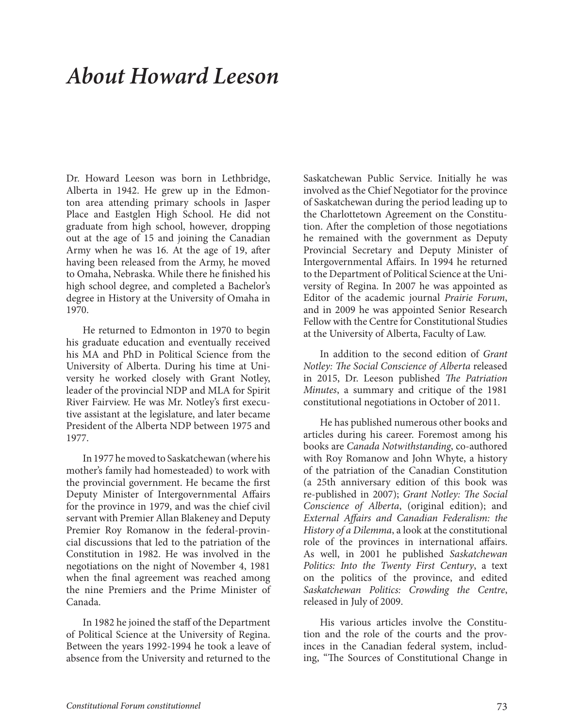# *About Howard Leeson*

Dr. Howard Leeson was born in Lethbridge, Alberta in 1942. He grew up in the Edmonton area attending primary schools in Jasper Place and Eastglen High School. He did not graduate from high school, however, dropping out at the age of 15 and joining the Canadian Army when he was 16. At the age of 19, after having been released from the Army, he moved to Omaha, Nebraska. While there he finished his high school degree, and completed a Bachelor's degree in History at the University of Omaha in 1970.

He returned to Edmonton in 1970 to begin his graduate education and eventually received his MA and PhD in Political Science from the University of Alberta. During his time at University he worked closely with Grant Notley, leader of the provincial NDP and MLA for Spirit River Fairview. He was Mr. Notley's first executive assistant at the legislature, and later became President of the Alberta NDP between 1975 and 1977.

In 1977 he moved to Saskatchewan (where his mother's family had homesteaded) to work with the provincial government. He became the first Deputy Minister of Intergovernmental Affairs for the province in 1979, and was the chief civil servant with Premier Allan Blakeney and Deputy Premier Roy Romanow in the federal-provincial discussions that led to the patriation of the Constitution in 1982. He was involved in the negotiations on the night of November 4, 1981 when the final agreement was reached among the nine Premiers and the Prime Minister of Canada.

In 1982 he joined the staff of the Department of Political Science at the University of Regina. Between the years 1992-1994 he took a leave of absence from the University and returned to the Saskatchewan Public Service. Initially he was involved as the Chief Negotiator for the province of Saskatchewan during the period leading up to the Charlottetown Agreement on the Constitution. After the completion of those negotiations he remained with the government as Deputy Provincial Secretary and Deputy Minister of Intergovernmental Affairs. In 1994 he returned to the Department of Political Science at the University of Regina. In 2007 he was appointed as Editor of the academic journal *Prairie Forum*, and in 2009 he was appointed Senior Research Fellow with the Centre for Constitutional Studies at the University of Alberta, Faculty of Law.

In addition to the second edition of *Grant Notley: The Social Conscience of Alberta* released in 2015, Dr. Leeson published *The Patriation Minutes*, a summary and critique of the 1981 constitutional negotiations in October of 2011.

He has published numerous other books and articles during his career. Foremost among his books are *Canada Notwithstanding*, co-authored with Roy Romanow and John Whyte, a history of the patriation of the Canadian Constitution (a 25th anniversary edition of this book was re-published in 2007); *Grant Notley: The Social Conscience of Alberta*, (original edition); and *External Affairs and Canadian Federalism: the History of a Dilemma*, a look at the constitutional role of the provinces in international affairs. As well, in 2001 he published *Saskatchewan Politics: Into the Twenty First Century*, a text on the politics of the province, and edited *Saskatchewan Politics: Crowding the Centre*, released in July of 2009.

His various articles involve the Constitution and the role of the courts and the provinces in the Canadian federal system, including, "The Sources of Constitutional Change in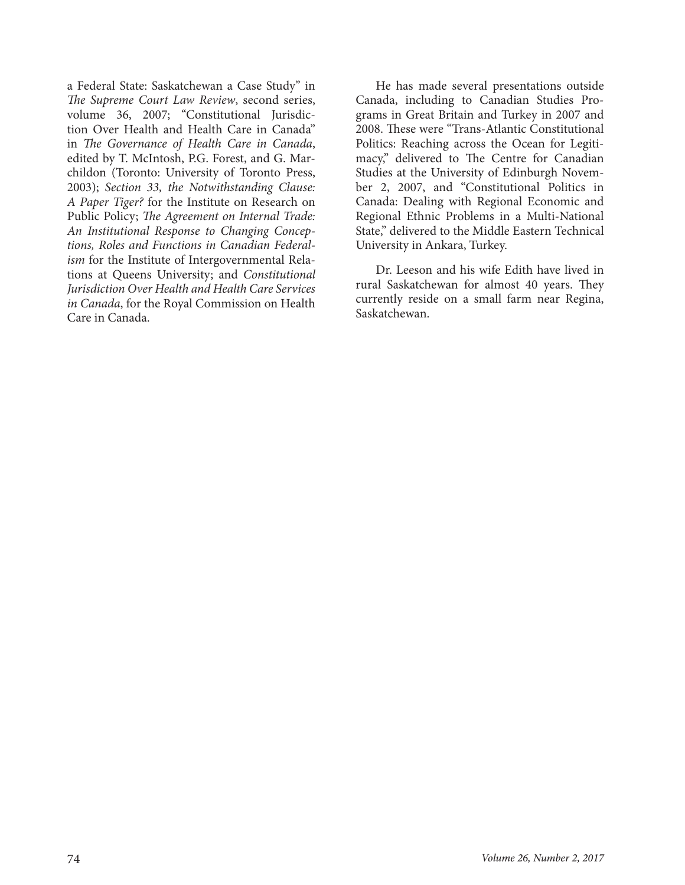a Federal State: Saskatchewan a Case Study" in *The Supreme Court Law Review*, second series, volume 36, 2007; "Constitutional Jurisdiction Over Health and Health Care in Canada" in *The Governance of Health Care in Canada*, edited by T. McIntosh, P.G. Forest, and G. Marchildon (Toronto: University of Toronto Press, 2003); *Section 33, the Notwithstanding Clause: A Paper Tiger?* for the Institute on Research on Public Policy; *The Agreement on Internal Trade: An Institutional Response to Changing Conceptions, Roles and Functions in Canadian Federalism* for the Institute of Intergovernmental Relations at Queens University; and *Constitutional Jurisdiction Over Health and Health Care Services in Canada*, for the Royal Commission on Health Care in Canada.

He has made several presentations outside Canada, including to Canadian Studies Programs in Great Britain and Turkey in 2007 and 2008. These were "Trans-Atlantic Constitutional Politics: Reaching across the Ocean for Legitimacy," delivered to The Centre for Canadian Studies at the University of Edinburgh November 2, 2007, and "Constitutional Politics in Canada: Dealing with Regional Economic and Regional Ethnic Problems in a Multi-National State," delivered to the Middle Eastern Technical University in Ankara, Turkey.

Dr. Leeson and his wife Edith have lived in rural Saskatchewan for almost 40 years. They currently reside on a small farm near Regina, Saskatchewan.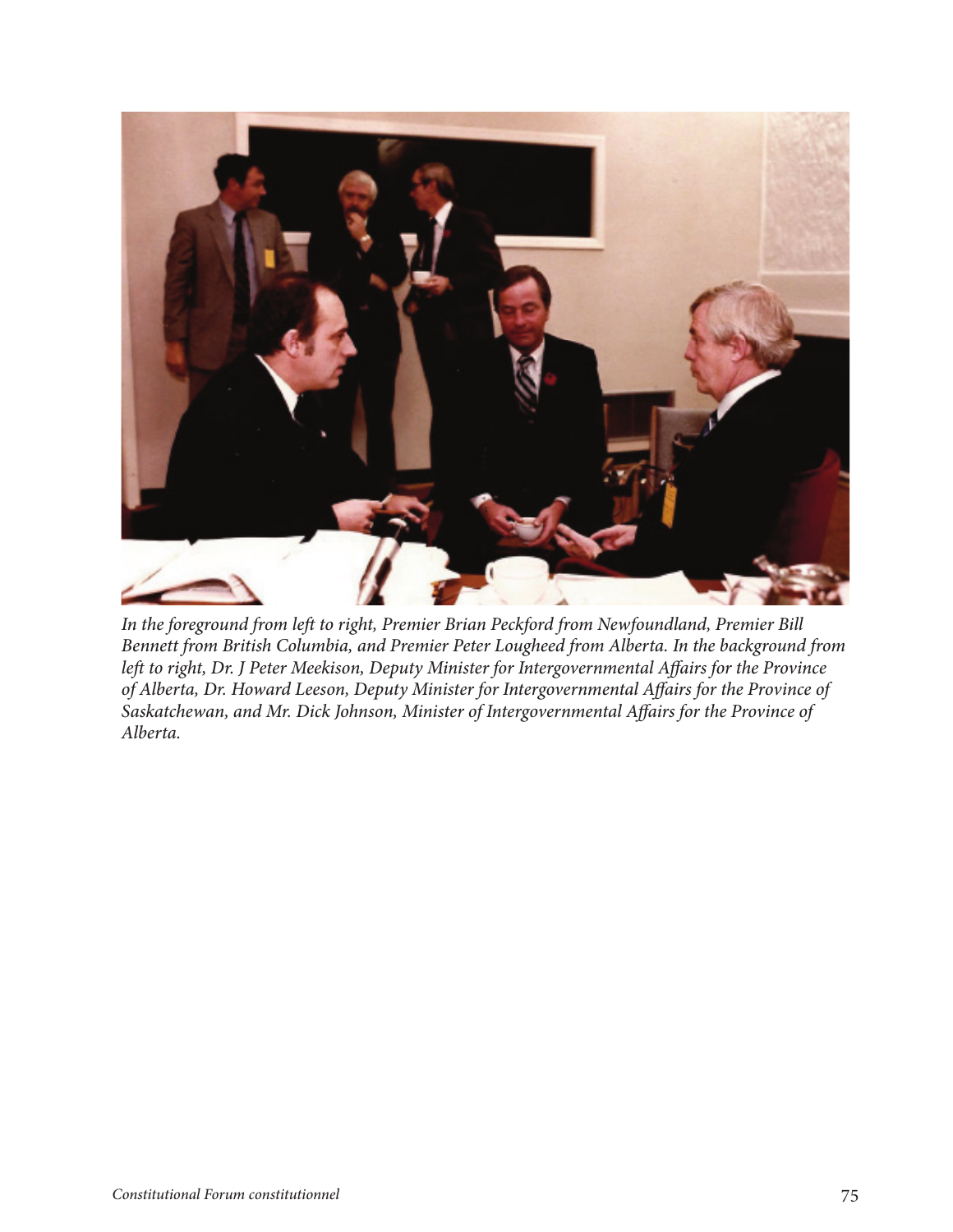*In the foreground from left to right, Premier Brian Peckford from Newfoundland, Premier Bill Bennett from British Columbia, and Premier Peter Lougheed from Alberta. In the background from left to right, Dr. J Peter Meekison, Deputy Minister for Intergovernmental Affairs for the Province of Alberta, Dr. Howard Leeson, Deputy Minister for Intergovernmental Affairs for the Province of Saskatchewan, and Mr. Dick Johnson, Minister of Intergovernmental Affairs for the Province of Alberta.*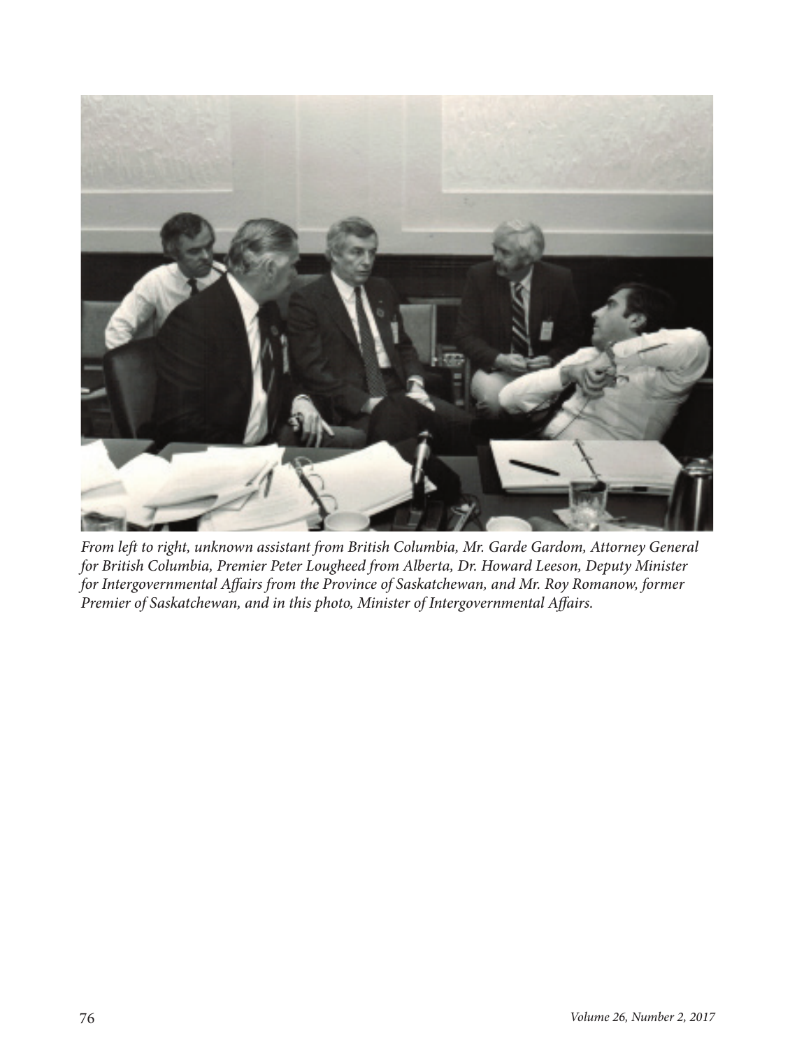*From left to right, unknown assistant from British Columbia, Mr. Garde Gardom, Attorney General for British Columbia, Premier Peter Lougheed from Alberta, Dr. Howard Leeson, Deputy Minister for Intergovernmental Affairs from the Province of Saskatchewan, and Mr. Roy Romanow, former Premier of Saskatchewan, and in this photo, Minister of Intergovernmental Affairs.*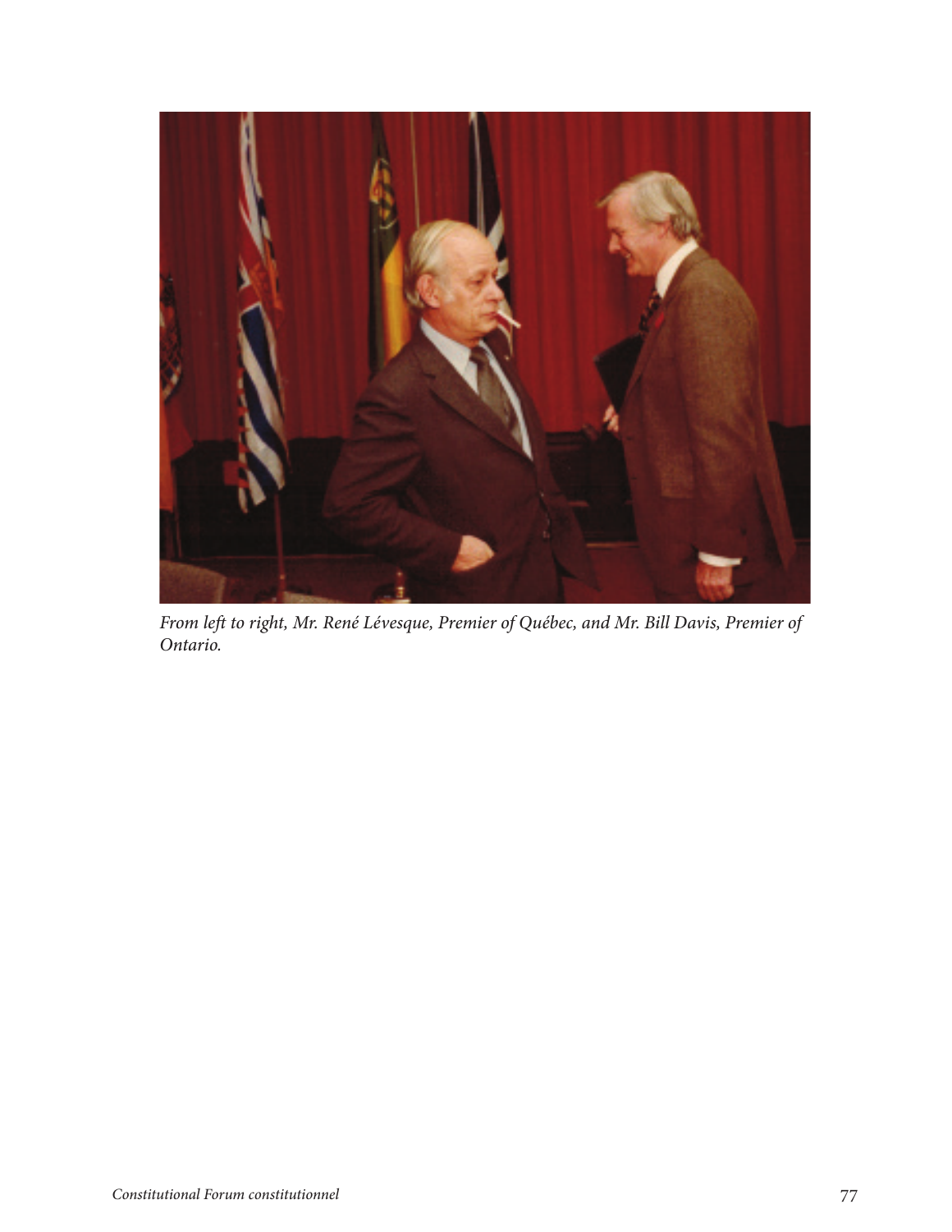*From left to right, Mr. René Lévesque, Premier of Québec, and Mr. Bill Davis, Premier of Ontario.*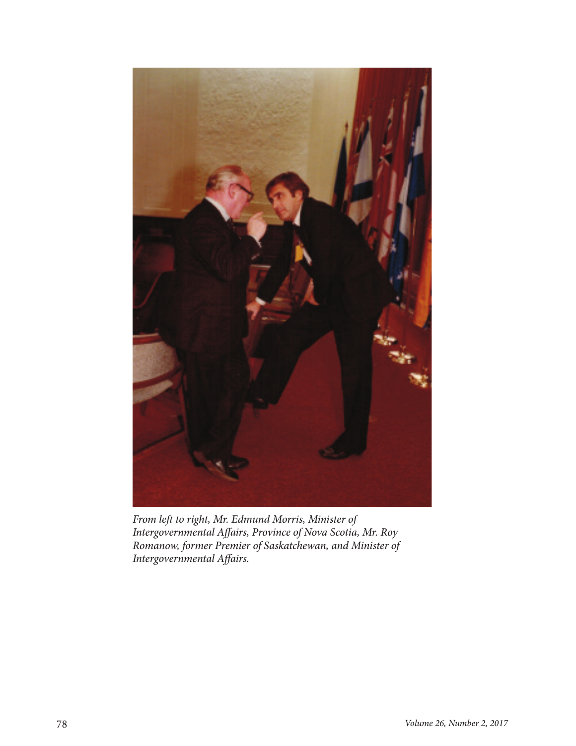*From left to right, Mr. Edmund Morris, Minister of Intergovernmental Affairs, Province of Nova Scotia, Mr. Roy Romanow, former Premier of Saskatchewan, and Minister of Intergovernmental Affairs.*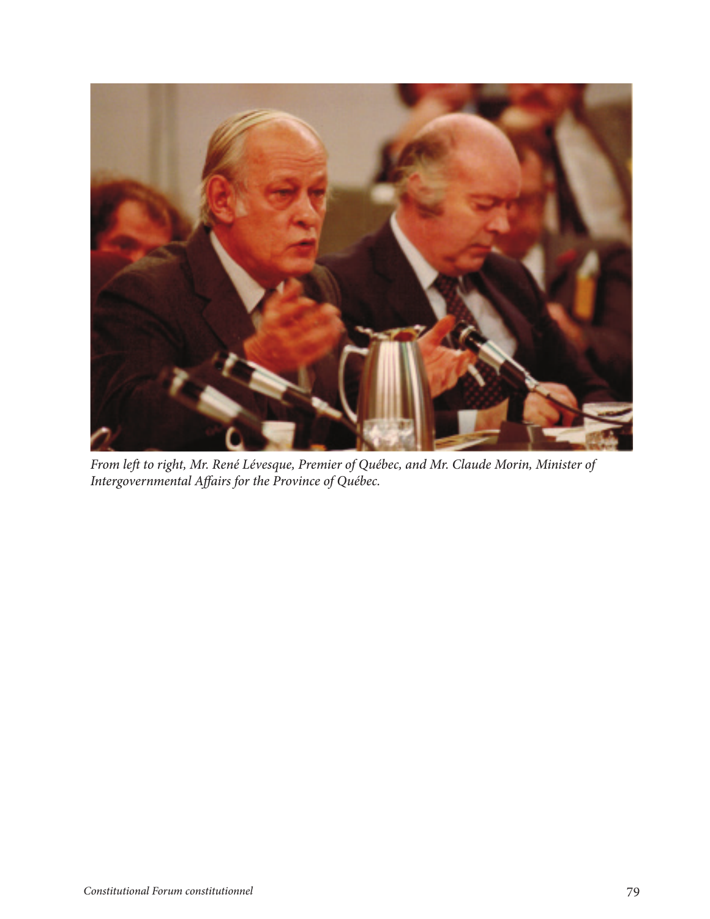*From left to right, Mr. René Lévesque, Premier of Québec, and Mr. Claude Morin, Minister of Intergovernmental Affairs for the Province of Québec.*